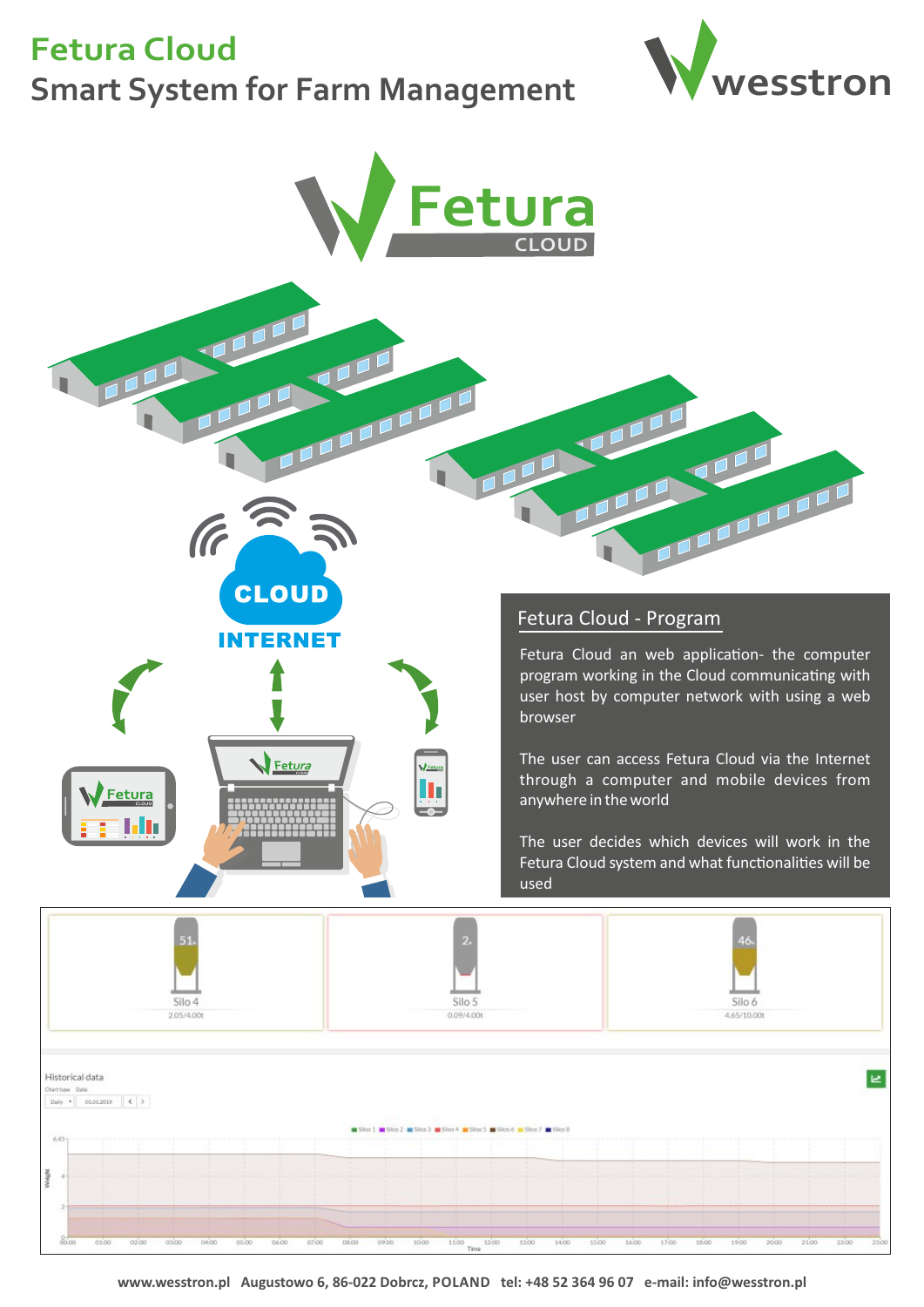# Fetura Cloud

## Smart System for Farm Management

### Fetura Cloud - Program

Fetura Cloud an web application- the computer program working in the Cloud communicating with user host by computer network with using a web browser

The user can access Fetura Cloud via the Internet through a computer and mobile devices from anywhere in the world

The user decides which devices will work in the Fetura Cloud system and what functionalities will be used

www.wesstron.pl Augustowo 6, 86-022 Dobrcz, POLAND tel: +48 52 364 96 07 e-mail: info@wesstron.pl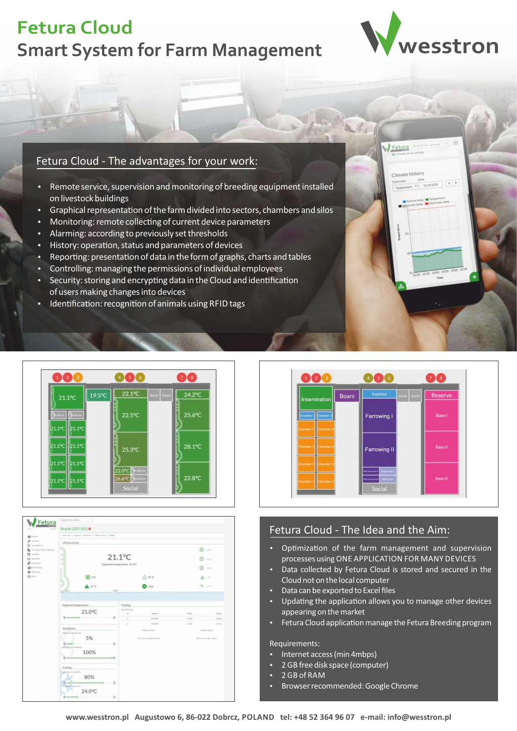# Fetura Cloud

## Smart System for Farm Management

wesstron

### Fetura Cloud - The advantages for your work:

- Remote service, supervision and monitoring of breeding equipment installed on livestock buildings
- Graphical representation of the farm divided into sectors, chambers and silos
- Monitoring: remote collecting of current device parameters
- Alarming: according to previously set thresholds
- History: operation, status and parameters of devices
- Reporting: presentation of data in the form of graphs, charts and tables
- Controlling: managing the permissions of individual employees
- Security: storing and encrypting data in the Cloud and identification of users making changes into devices
- Identification: recognition of animals using RFID tags

### Fetura Cloud - The Idea and the Aim:

- Optimization of the farm management and supervision processes using ONE APPLICATION FOR MANY DEVICES
- Data collected by Fetura Cloud is stored and secured in the Cloud not on the local computer
- Data can be exported to Excel files
- Updating the application allows you to manage other devices appearing on the market
- Fetura Cloud application manage the Fetura Breeding program

Requirements:

- Internet access (min 4mbps)
- 2 GB free disk space (computer)
- 2 GB of RAM
- Browser recommended: Google Chrome

**www.wesstron.pl Augustowo 6, 86-022 Dobrcz, POLAND tel: +48 52 364 96 07 e-mail: info@wesstron.pl**